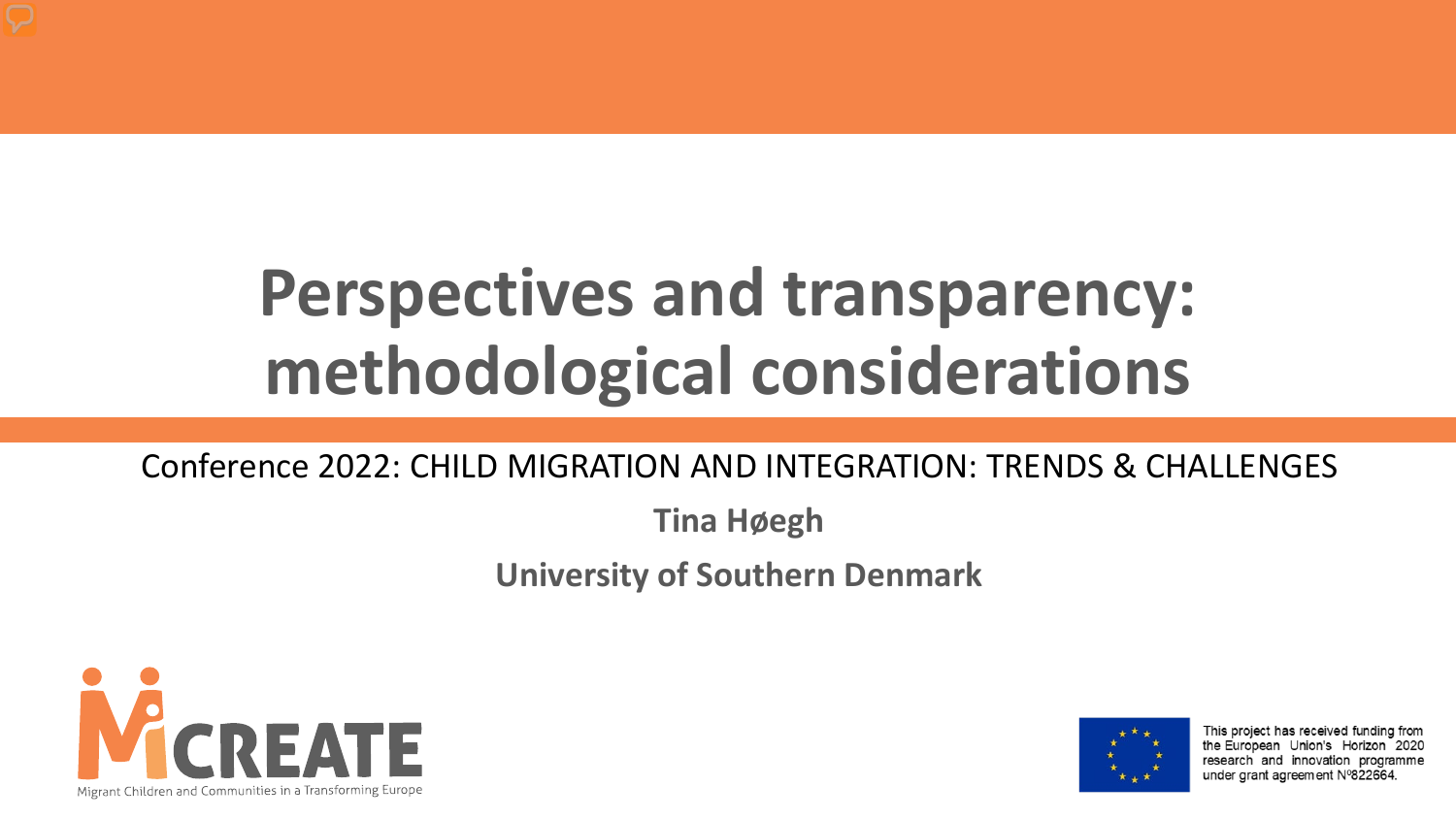# Perspectives and transparency: methodological considerations

Conference 2022: CHILD MIGRATION AND INTEGRATION: TRENDS & CHALLENGES

**Tina Høegh**

**University of Southern Denmark**

MiCREATE

Migrant Children and Communities in a Transforming Europe

This project has received funding from the European Union's Horizon 2020 research and innovation programme under grant agreement Nº822664.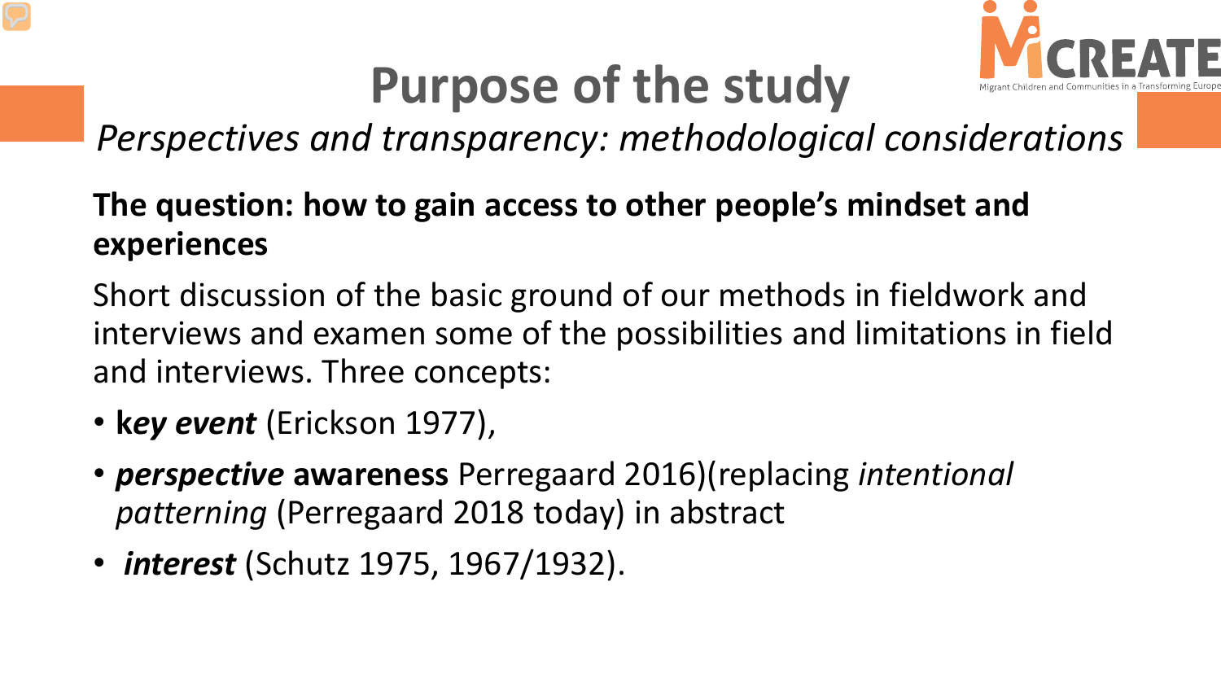# Purpose of the study

*Perspectives and transparency: methodological considerations*

**The question: how to gain access to other people's mindset and experiences**

Short discussion of the basic ground of our methods in fieldwork and interviews and examen some of the possibilities and limitations in field and interviews. Three concepts:

- ***key event*** (Erickson 1977),
- ***perspective* awareness** Perregaard 2016)(replacing *intentional patterning* (Perregaard 2018 today) in abstract
- ***interest*** (Schutz 1975, 1967/1932).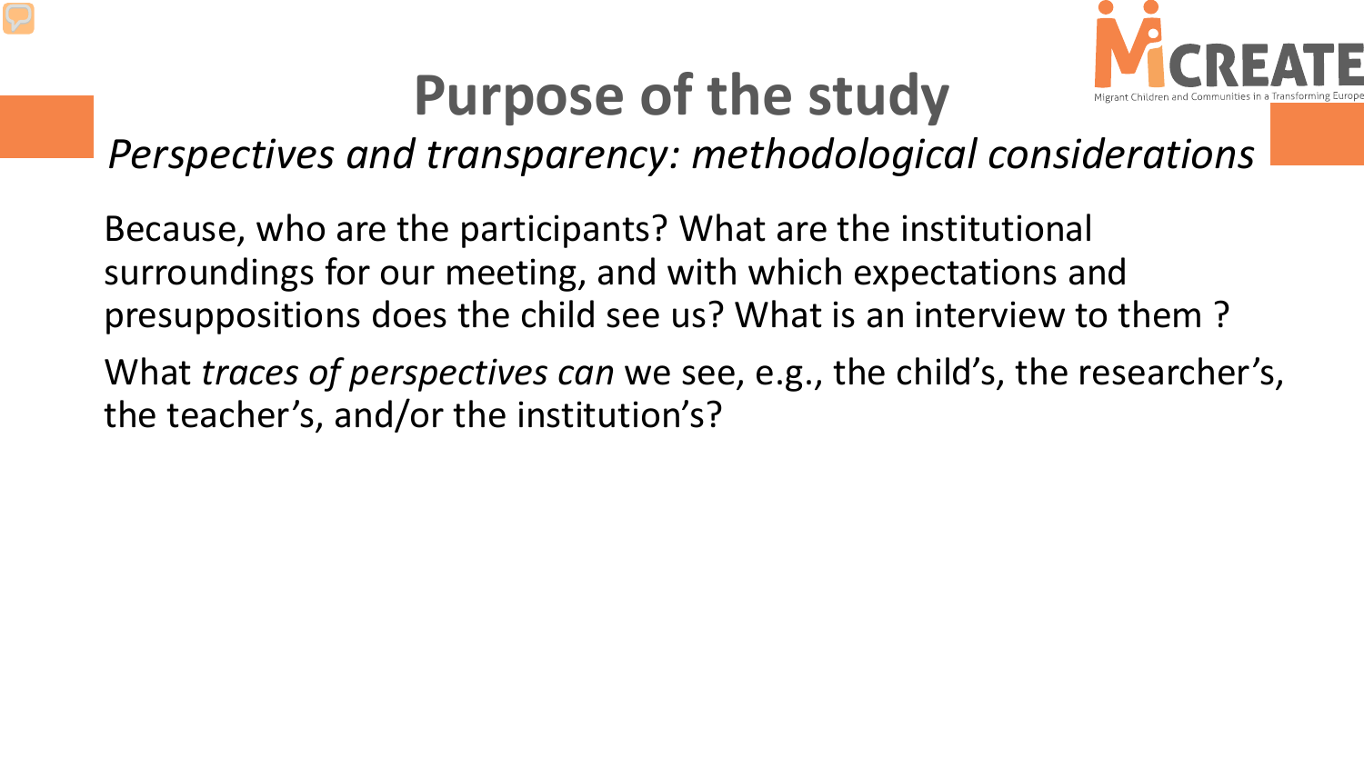# Purpose of the study

*Perspectives and transparency: methodological considerations*

Because, who are the participants? What are the institutional surroundings for our meeting, and with which expectations and presuppositions does the child see us? What is an interview to them ?

What *traces of perspectives can* we see, e.g., the child's, the researcher's, the teacher's, and/or the institution's?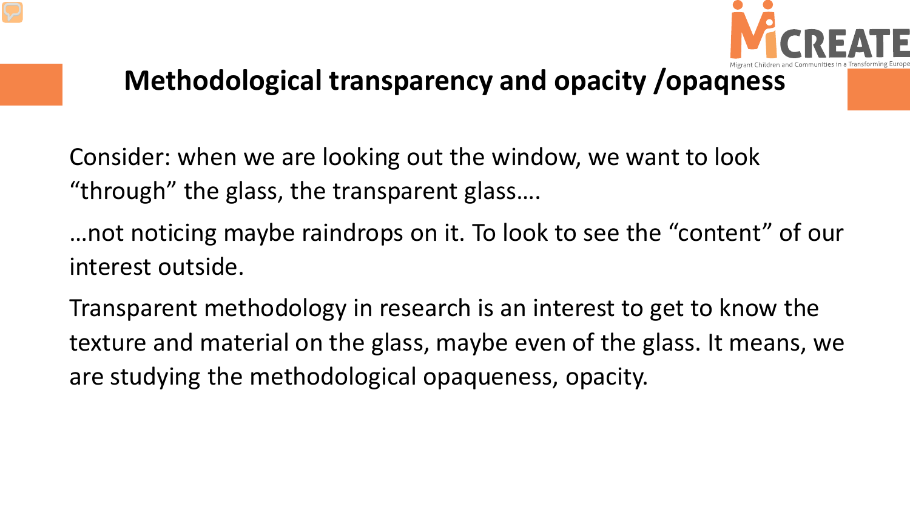# Methodological transparency and opacity /opaqness

Consider: when we are looking out the window, we want to look "through" the glass, the transparent glass….

…not noticing maybe raindrops on it. To look to see the "content" of our interest outside.

Transparent methodology in research is an interest to get to know the texture and material on the glass, maybe even of the glass. It means, we are studying the methodological opaqueness, opacity.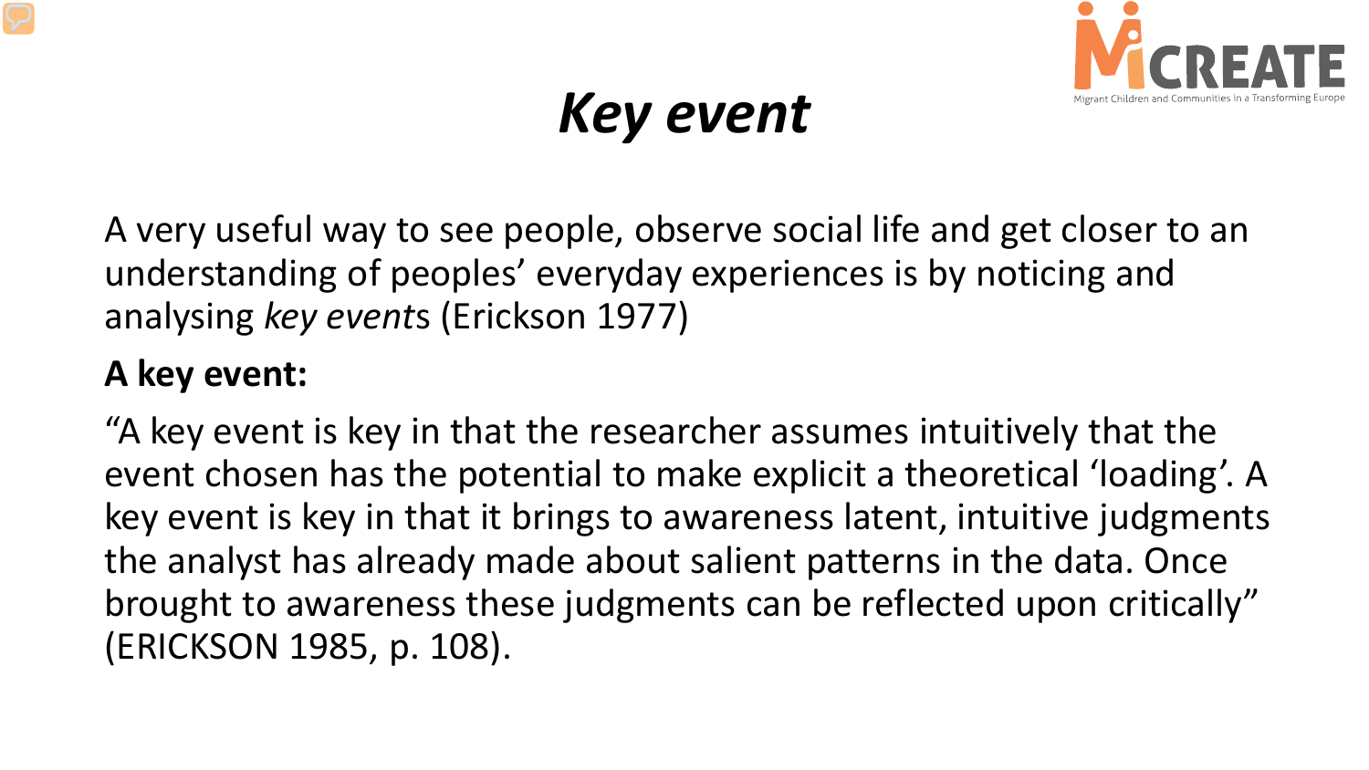# *Key event*

A very useful way to see people, observe social life and get closer to an understanding of peoples' everyday experiences is by noticing and analysing *key event*s (Erickson 1977)

**A key event:**

"A key event is key in that the researcher assumes intuitively that the event chosen has the potential to make explicit a theoretical 'loading'. A key event is key in that it brings to awareness latent, intuitive judgments the analyst has already made about salient patterns in the data. Once brought to awareness these judgments can be reflected upon critically" (ERICKSON 1985, p. 108).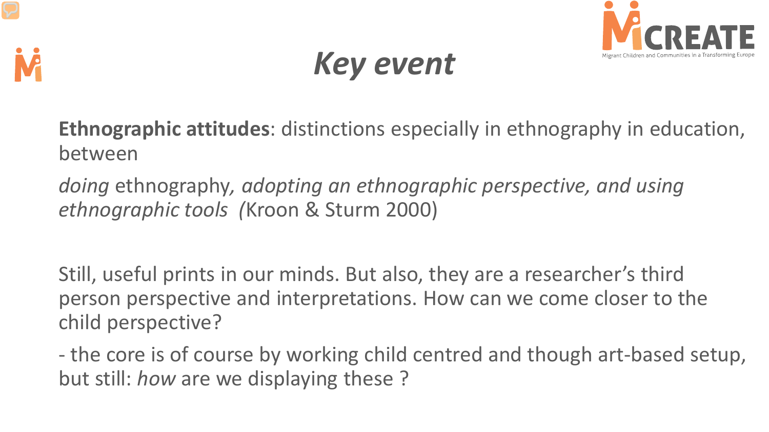# *Key event*

**Ethnographic attitudes**: distinctions especially in ethnography in education, between

*doing* ethnography*, adopting an ethnographic perspective, and using ethnographic tools (*Kroon & Sturm 2000)

Still, useful prints in our minds. But also, they are a researcher's third person perspective and interpretations. How can we come closer to the child perspective?

- the core is of course by working child centred and though art-based setup, but still: *how* are we displaying these ?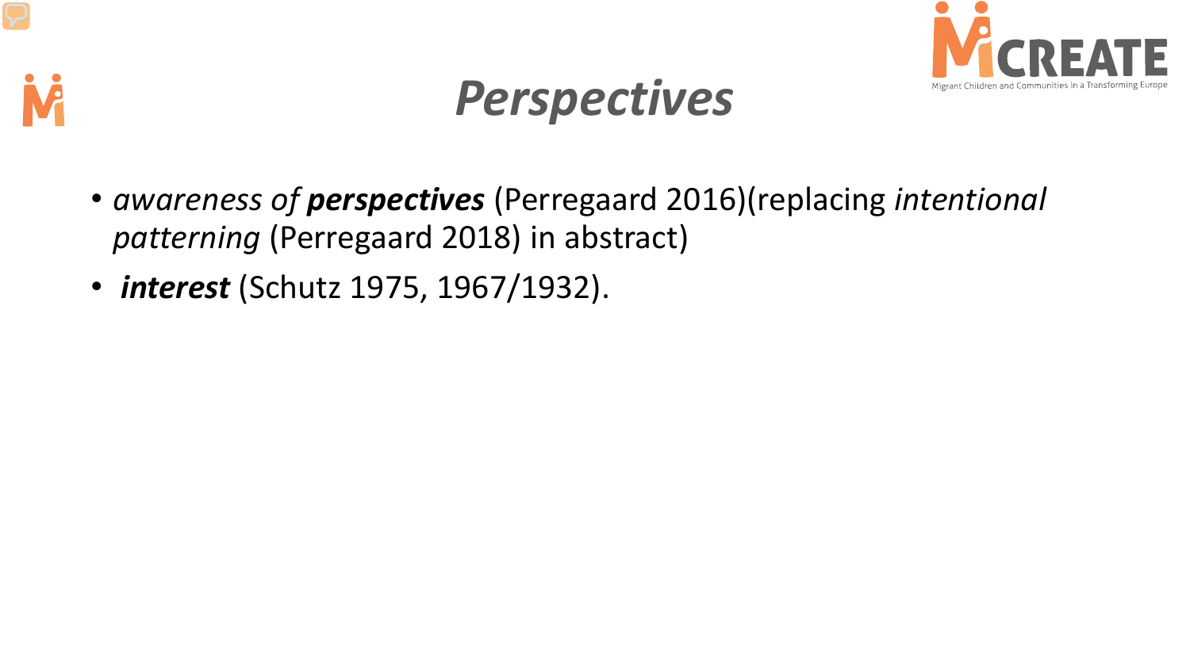# *Perspectives*

- *awareness of* ***perspectives*** (Perregaard 2016)(replacing *intentional patterning* (Perregaard 2018) in abstract)
- ***interest*** (Schutz 1975, 1967/1932).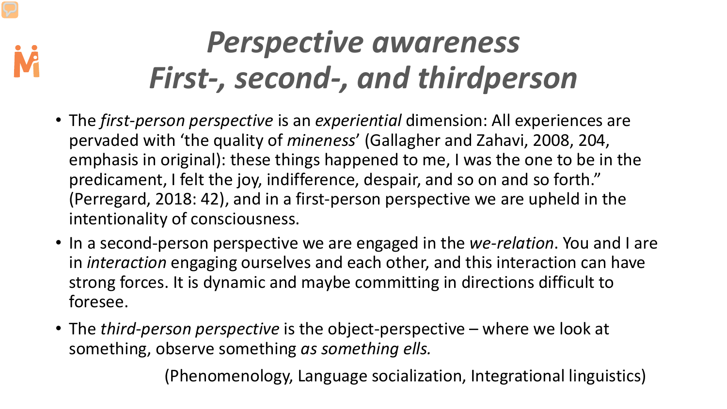# *Perspective awareness*
# *First-, second-, and thirdperson*

- The *first-person perspective* is an *experiential* dimension: All experiences are pervaded with 'the quality of *mineness*' (Gallagher and Zahavi, 2008, 204, emphasis in original): these things happened to me, I was the one to be in the predicament, I felt the joy, indifference, despair, and so on and so forth." (Perregard, 2018: 42), and in a first-person perspective we are upheld in the intentionality of consciousness.
- In a second-person perspective we are engaged in the *we-relation*. You and I are in *interaction* engaging ourselves and each other, and this interaction can have strong forces. It is dynamic and maybe committing in directions difficult to foresee.
- The *third-person perspective* is the object-perspective – where we look at something, observe something *as something ells.*

(Phenomenology, Language socialization, Integrational linguistics)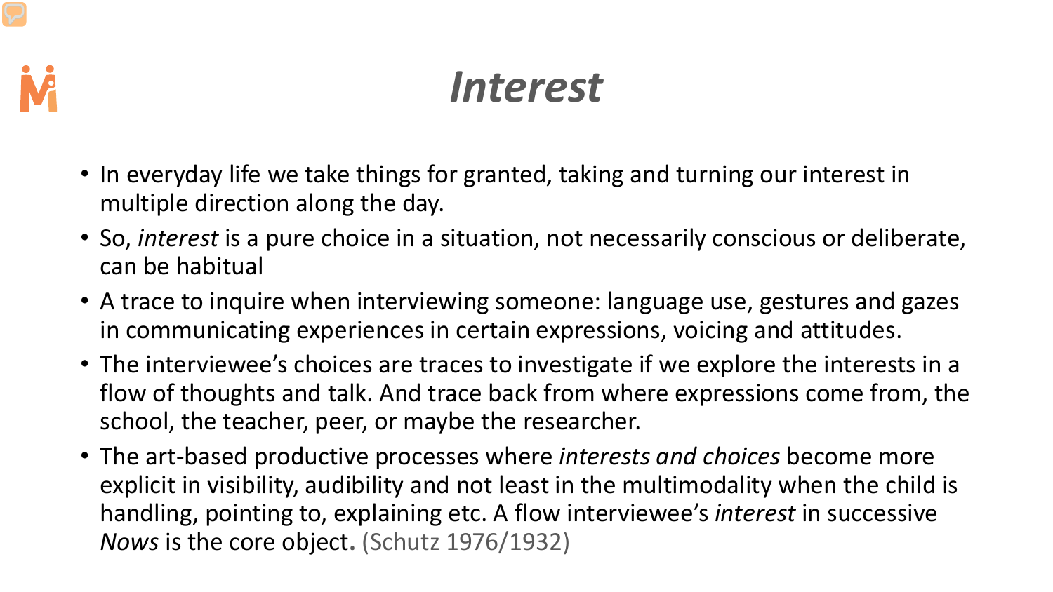# *Interest*

- In everyday life we take things for granted, taking and turning our interest in multiple direction along the day.
- So, *interest* is a pure choice in a situation, not necessarily conscious or deliberate, can be habitual
- A trace to inquire when interviewing someone: language use, gestures and gazes in communicating experiences in certain expressions, voicing and attitudes.
- The interviewee's choices are traces to investigate if we explore the interests in a flow of thoughts and talk. And trace back from where expressions come from, the school, the teacher, peer, or maybe the researcher.
- The art-based productive processes where *interests and choices* become more explicit in visibility, audibility and not least in the multimodality when the child is handling, pointing to, explaining etc. A flow interviewee's *interest* in successive *Nows* is the core object. (Schutz 1976/1932)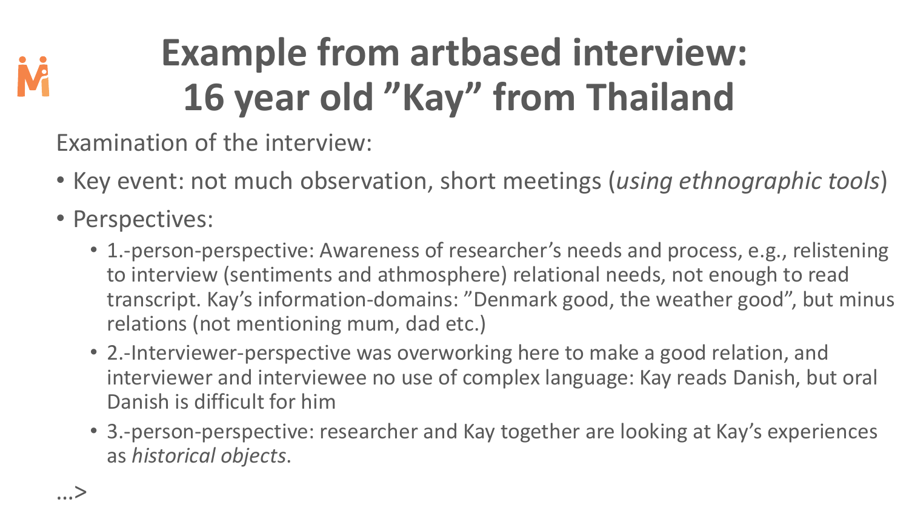# Example from artbased interview: 16 year old ”Kay” from Thailand

Examination of the interview:

- Key event: not much observation, short meetings (*using ethnographic tools*)
- Perspectives:
  - 1.-person-perspective: Awareness of researcher’s needs and process, e.g., relistening to interview (sentiments and athmosphere) relational needs, not enough to read transcript. Kay’s information-domains: ”Denmark good, the weather good”, but minus relations (not mentioning mum, dad etc.)
  - 2.-Interviewer-perspective was overworking here to make a good relation, and interviewer and interviewee no use of complex language: Kay reads Danish, but oral Danish is difficult for him
  - 3.-person-perspective: researcher and Kay together are looking at Kay’s experiences as *historical objects*.

…>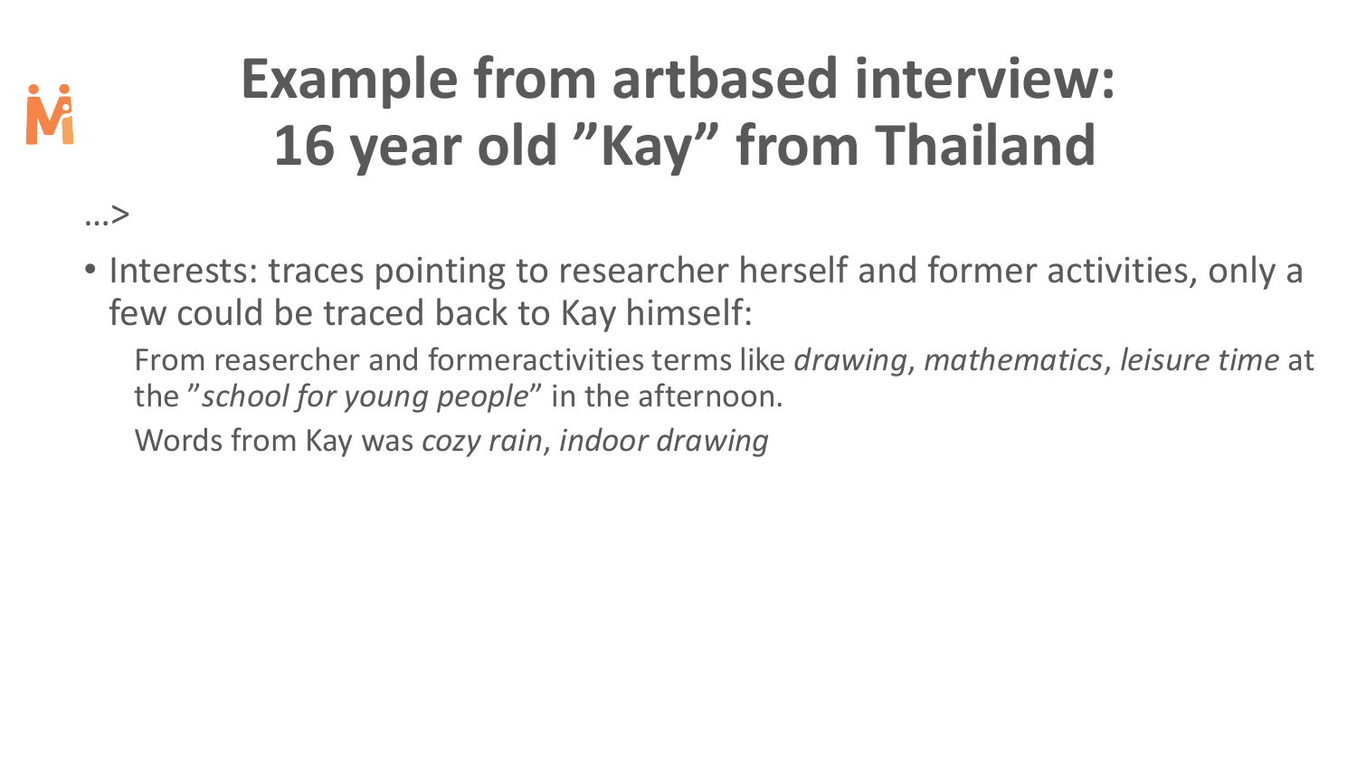# Example from artbased interview: 16 year old ”Kay” from Thailand

…>

- Interests: traces pointing to researcher herself and former activities, only a few could be traced back to Kay himself:

  From reasercher and formeractivities terms like *drawing*, *mathematics*, *leisure time* at the ”*school for young people*” in the afternoon.

  Words from Kay was *cozy rain*, *indoor drawing*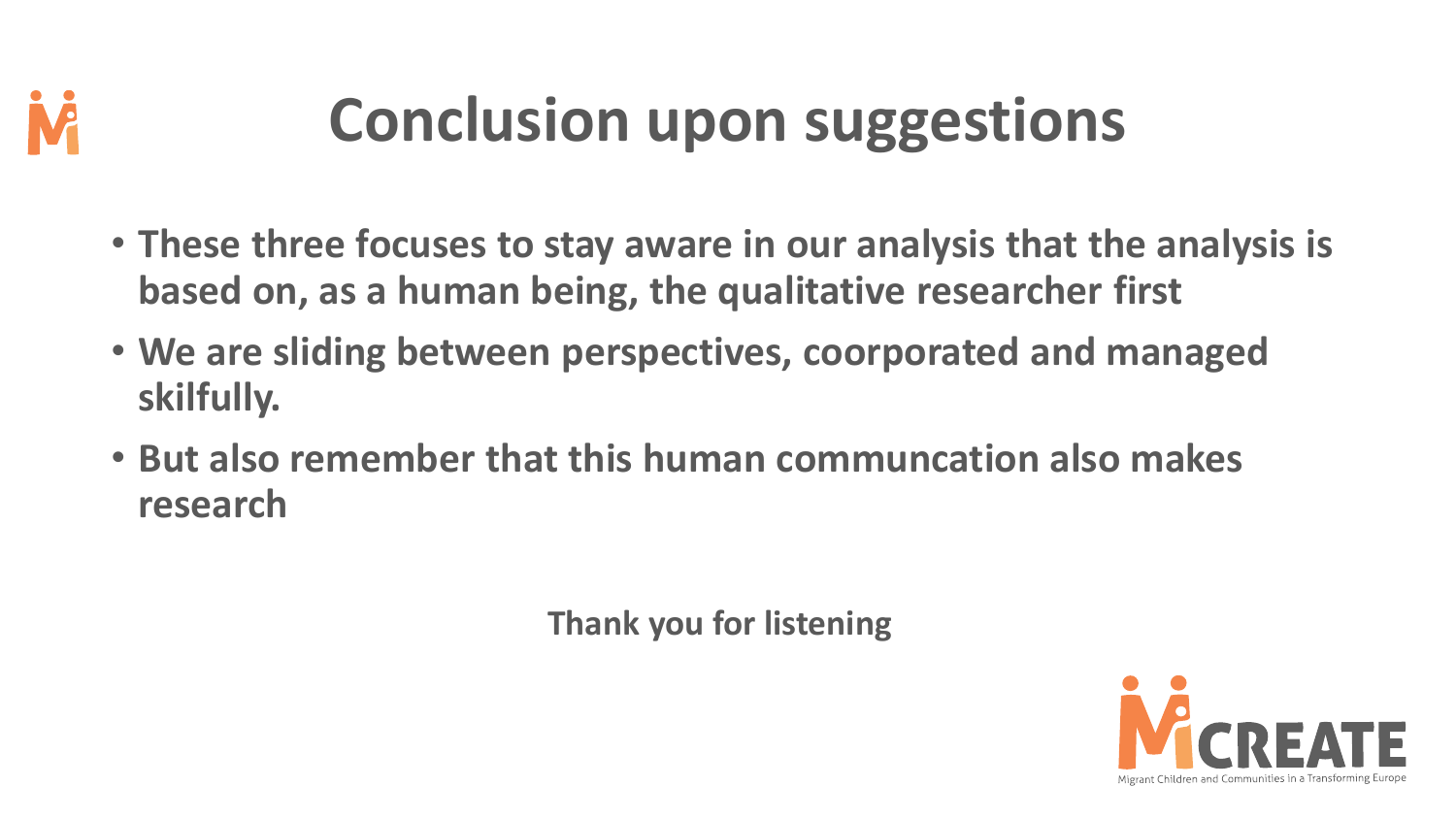# Conclusion upon suggestions

- **These three focuses to stay aware in our analysis that the analysis is based on, as a human being, the qualitative researcher first**
- **We are sliding between perspectives, coorporated and managed skilfully.**
- **But also remember that this human communcation also makes research**

**Thank you for listening**

MiCREATE

Migrant Children and Communities in a Transforming Europe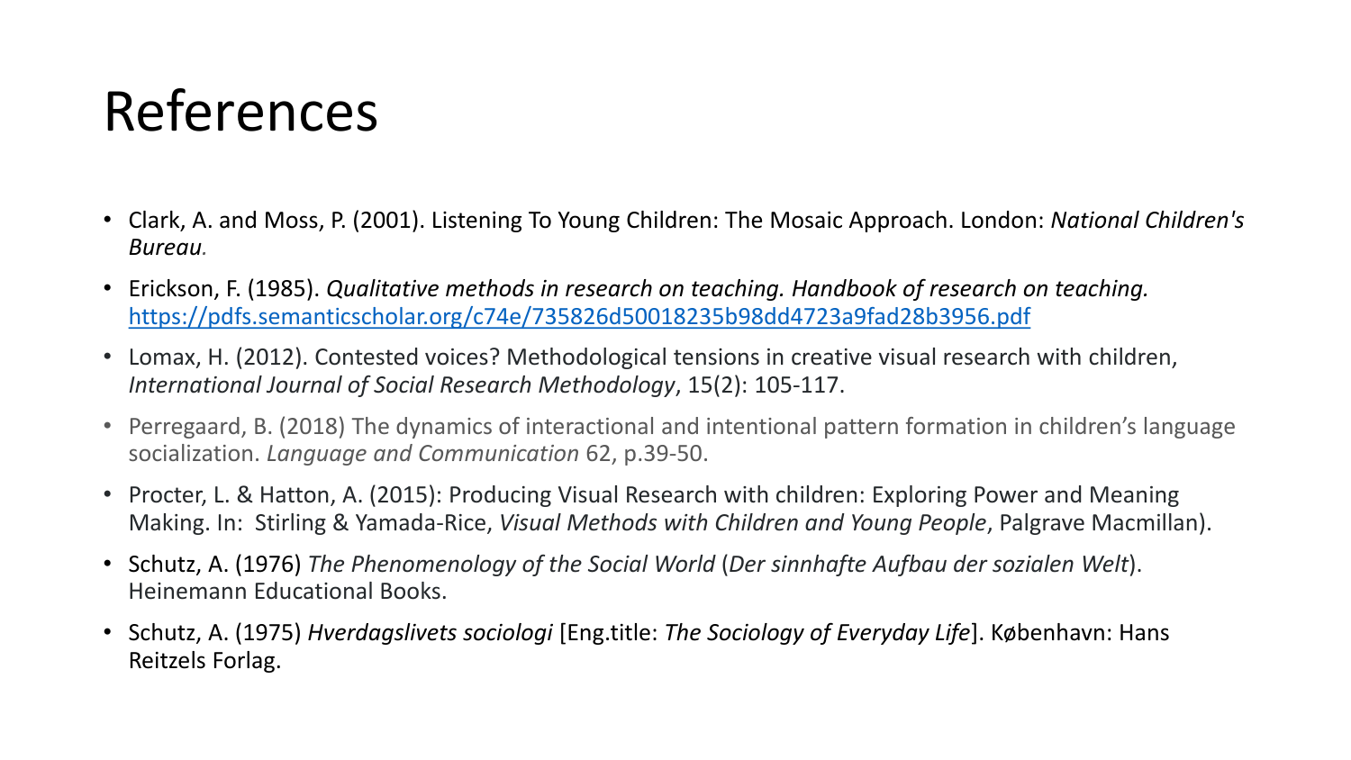# References

- Clark, A. and Moss, P. (2001). Listening To Young Children: The Mosaic Approach. London: *National Children's Bureau.*
- Erickson, F. (1985). *Qualitative methods in research on teaching. Handbook of research on teaching.* https://pdfs.semanticscholar.org/c74e/735826d50018235b98dd4723a9fad28b3956.pdf
- Lomax, H. (2012). Contested voices? Methodological tensions in creative visual research with children, *International Journal of Social Research Methodology*, 15(2): 105-117.
- Perregaard, B. (2018) The dynamics of interactional and intentional pattern formation in children's language socialization. *Language and Communication* 62, p.39-50.
- Procter, L. & Hatton, A. (2015): Producing Visual Research with children: Exploring Power and Meaning Making. In: Stirling & Yamada-Rice, *Visual Methods with Children and Young People*, Palgrave Macmillan).
- Schutz, A. (1976) *The Phenomenology of the Social World* (*Der sinnhafte Aufbau der sozialen Welt*). Heinemann Educational Books.
- Schutz, A. (1975) *Hverdagslivets sociologi* [Eng.title: *The Sociology of Everyday Life*]. København: Hans Reitzels Forlag.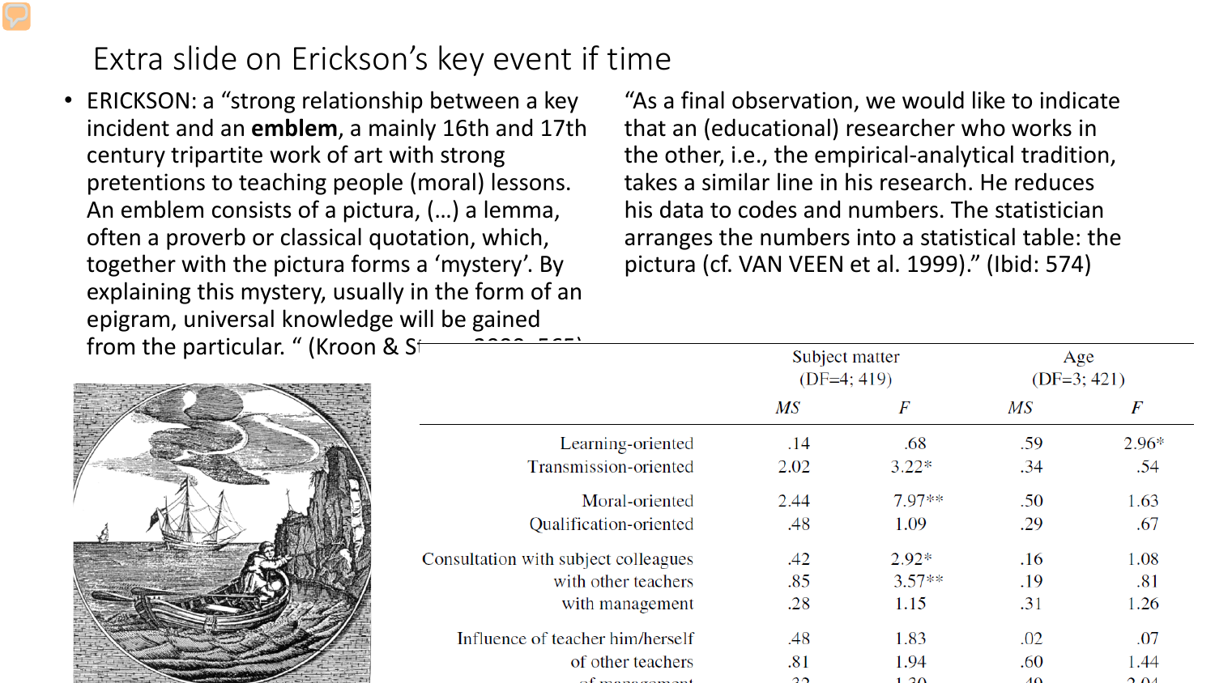# Extra slide on Erickson's key event if time

- ERICKSON: a "strong relationship between a key incident and an **emblem**, a mainly 16th and 17th century tripartite work of art with strong pretentions to teaching people (moral) lessons. An emblem consists of a pictura, (…) a lemma, often a proverb or classical quotation, which, together with the pictura forms a 'mystery'. By explaining this mystery, usually in the form of an epigram, universal knowledge will be gained from the particular. " (Kroon & St

"As a final observation, we would like to indicate that an (educational) researcher who works in the other, i.e., the empirical-analytical tradition, takes a similar line in his research. He reduces his data to codes and numbers. The statistician arranges the numbers into a statistical table: the pictura (cf. VAN VEEN et al. 1999)." (Ibid: 574)

| | Subject matter (DF=4; 419) | | Age (DF=3; 421) | |
|---|---|---|---|---|
| | *MS* | *F* | *MS* | *F* |
| Learning-oriented | .14 | .68 | .59 | 2.96* |
| Transmission-oriented | 2.02 | 3.22* | .34 | .54 |
| Moral-oriented | 2.44 | 7.97** | .50 | 1.63 |
| Qualification-oriented | .48 | 1.09 | .29 | .67 |
| Consultation with subject colleagues | .42 | 2.92* | .16 | 1.08 |
| with other teachers | .85 | 3.57** | .19 | .81 |
| with management | .28 | 1.15 | .31 | 1.26 |
| Influence of teacher him/herself | .48 | 1.83 | .02 | .07 |
| of other teachers | .81 | 1.94 | .60 | 1.44 |